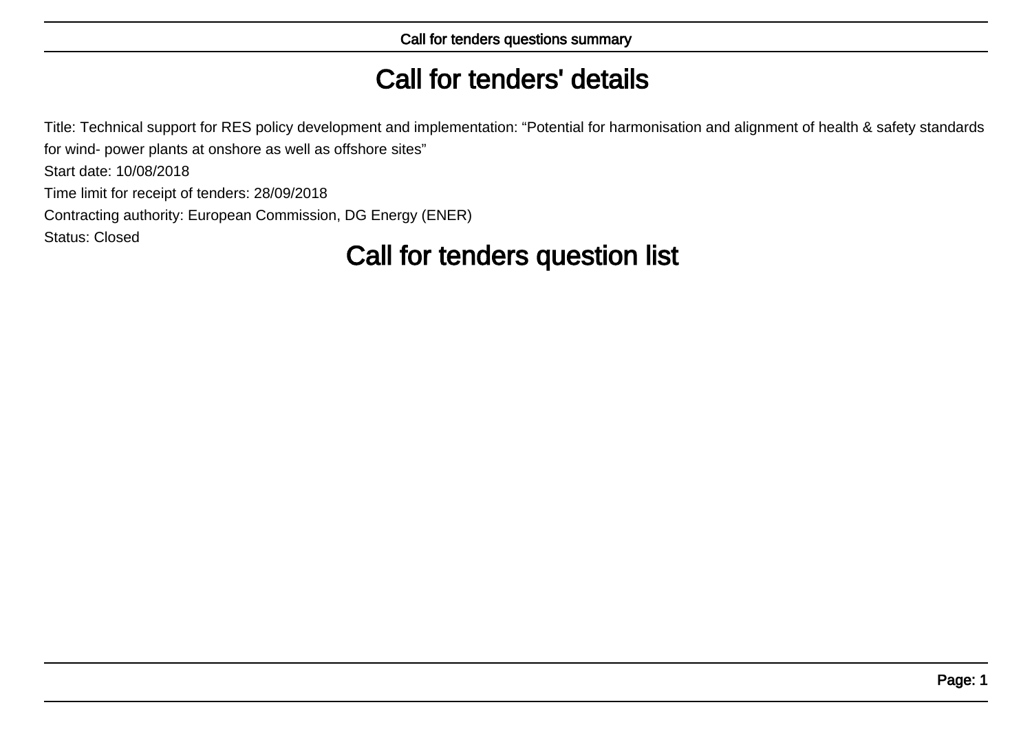# Call for tenders' details

Title: Technical support for RES policy development and implementation: “Potential for harmonisation and alignment of health & safety standards for wind- power plants at onshore as well as offshore sites”

Start date: 10/08/2018

Time limit for receipt of tenders: 28/09/2018

Contracting authority: European Commission, DG Energy (ENER)

Status: Closed

# Call for tenders question list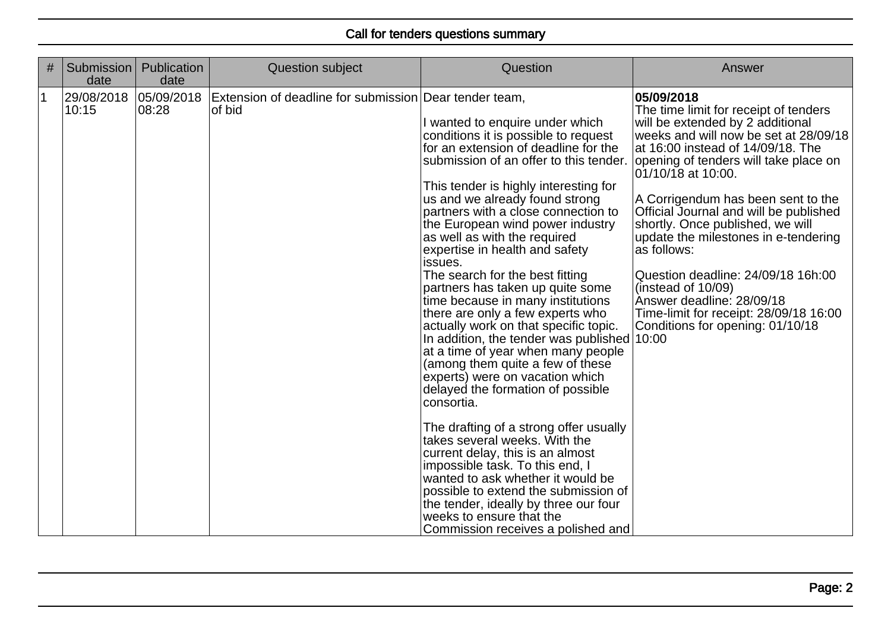## Call for tenders questions summary

| # | Submission date | Publication date | Question subject | Question | Answer |
|---|---|---|---|---|---|
| 1 | 29/08/2018 10:15 | 05/09/2018 08:28 | Extension of deadline for submission of bid | Dear tender team,<br><br>I wanted to enquire under which conditions it is possible to request for an extension of deadline for the submission of an offer to this tender.<br><br>This tender is highly interesting for us and we already found strong partners with a close connection to the European wind power industry as well as with the required expertise in health and safety issues.<br>The search for the best fitting partners has taken up quite some time because in many institutions there are only a few experts who actually work on that specific topic. In addition, the tender was published at a time of year when many people (among them quite a few of these experts) were on vacation which delayed the formation of possible consortia.<br><br>The drafting of a strong offer usually takes several weeks. With the current delay, this is an almost impossible task. To this end, I wanted to ask whether it would be possible to extend the submission of the tender, ideally by three our four weeks to ensure that the Commission receives a polished and | **05/09/2018**<br>The time limit for receipt of tenders will be extended by 2 additional weeks and will now be set at 28/09/18 at 16:00 instead of 14/09/18. The opening of tenders will take place on 01/10/18 at 10:00.<br><br>A Corrigendum has been sent to the Official Journal and will be published shortly. Once published, we will update the milestones in e-tendering as follows:<br><br>Question deadline: 24/09/18 16h:00 (instead of 10/09)<br>Answer deadline: 28/09/18<br>Time-limit for receipt: 28/09/18 16:00<br>Conditions for opening: 01/10/18 10:00 |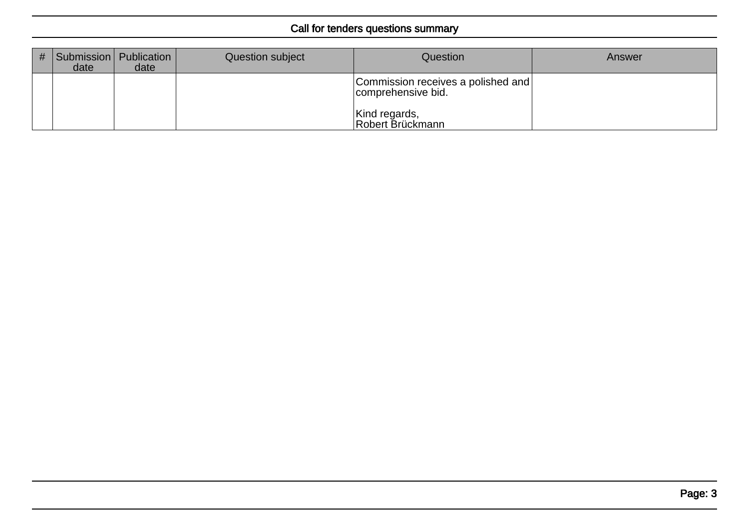## Call for tenders questions summary

| # | Submission date | Publication date | Question subject | Question | Answer |
|---|---|---|---|---|---|
| | | | | Commission receives a polished and comprehensive bid.<br><br>Kind regards,<br>Robert Brückmann | |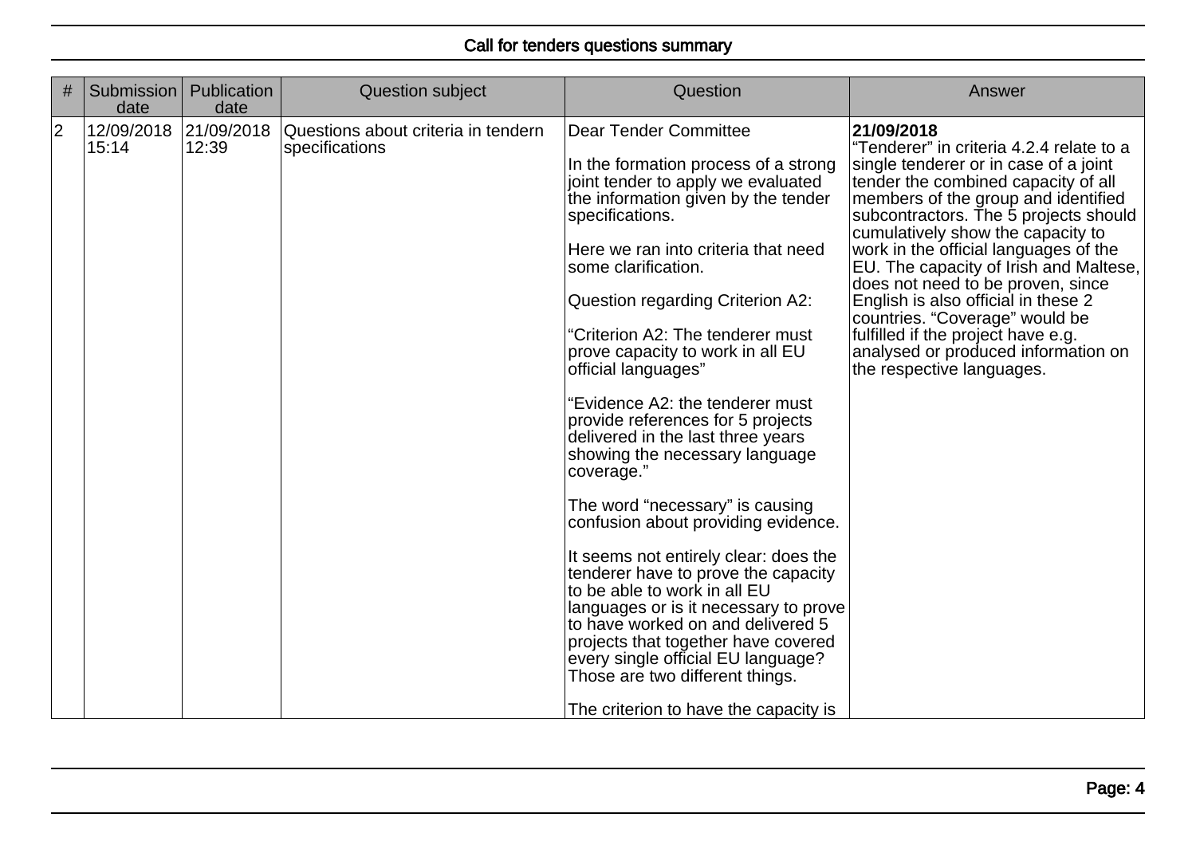| # | Submission date | Publication date | Question subject | Question | Answer |
|---|---|---|---|---|---|
| 2 | 12/09/2018 15:14 | 21/09/2018 12:39 | Questions about criteria in tendern specifications | Dear Tender Committee<br><br>In the formation process of a strong joint tender to apply we evaluated the information given by the tender specifications.<br><br>Here we ran into criteria that need some clarification.<br><br>Question regarding Criterion A2:<br><br>“Criterion A2: The tenderer must prove capacity to work in all EU official languages”<br><br>“Evidence A2: the tenderer must provide references for 5 projects delivered in the last three years showing the necessary language coverage.”<br><br>The word “necessary” is causing confusion about providing evidence.<br><br>It seems not entirely clear: does the tenderer have to prove the capacity to be able to work in all EU languages or is it necessary to prove to have worked on and delivered 5 projects that together have covered every single official EU language? Those are two different things.<br><br>The criterion to have the capacity is | **21/09/2018**<br>“Tenderer” in criteria 4.2.4 relate to a single tenderer or in case of a joint tender the combined capacity of all members of the group and identified subcontractors. The 5 projects should cumulatively show the capacity to work in the official languages of the EU. The capacity of Irish and Maltese, does not need to be proven, since English is also official in these 2 countries. “Coverage” would be fulfilled if the project have e.g. analysed or produced information on the respective languages. |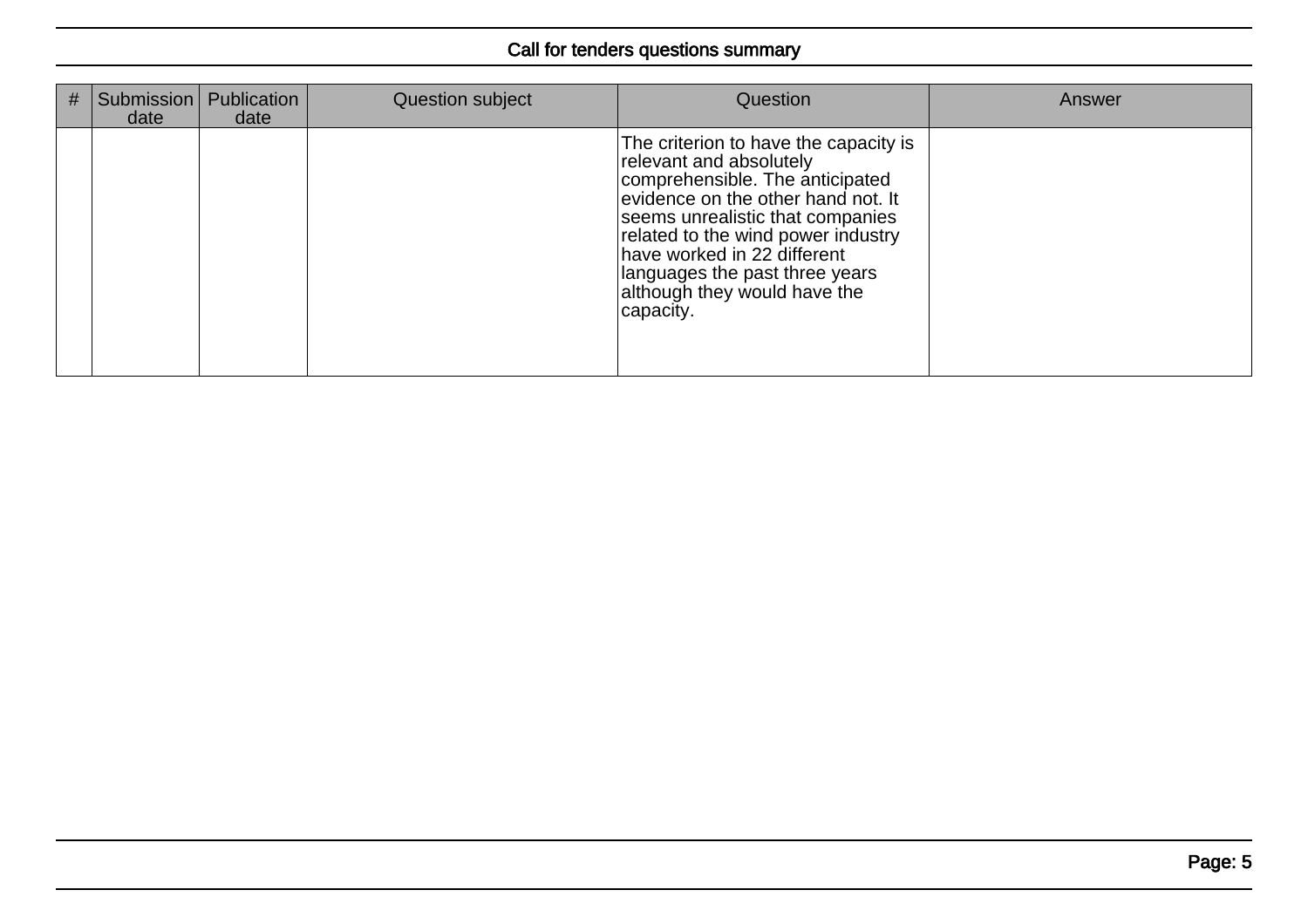## Call for tenders questions summary

| # | Submission date | Publication date | Question subject | Question | Answer |
|---|---|---|---|---|---|
| | | | | The criterion to have the capacity is relevant and absolutely comprehensible. The anticipated evidence on the other hand not. It seems unrealistic that companies related to the wind power industry have worked in 22 different languages the past three years although they would have the capacity. | |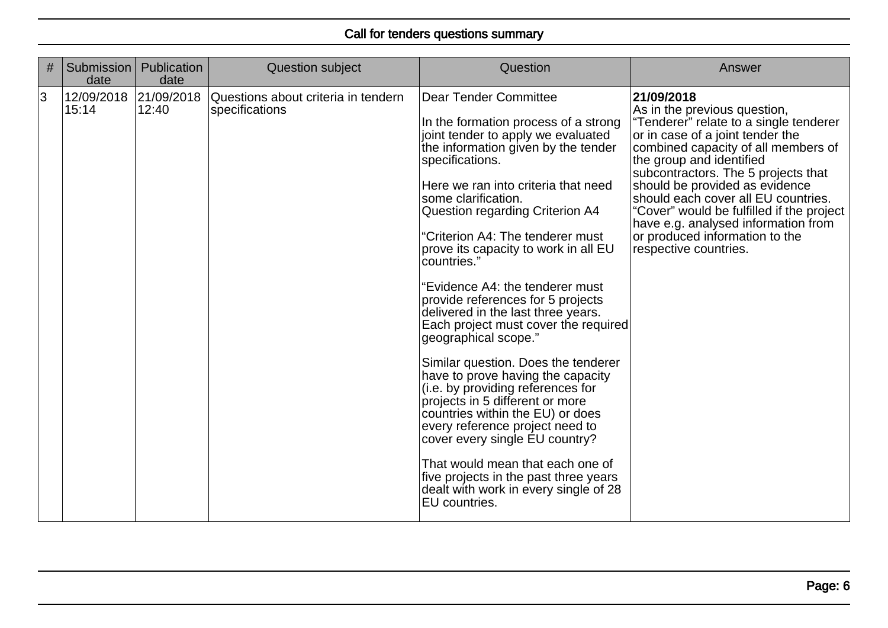## Call for tenders questions summary

| # | Submission date | Publication date | Question subject | Question | Answer |
|---|---|---|---|---|---|
| 3 | 12/09/2018 15:14 | 21/09/2018 12:40 | Questions about criteria in tendern specifications | Dear Tender Committee<br><br>In the formation process of a strong joint tender to apply we evaluated the information given by the tender specifications.<br><br>Here we ran into criteria that need some clarification.<br>Question regarding Criterion A4<br><br>"Criterion A4: The tenderer must prove its capacity to work in all EU countries."<br><br>"Evidence A4: the tenderer must provide references for 5 projects delivered in the last three years. Each project must cover the required geographical scope."<br><br>Similar question. Does the tenderer have to prove having the capacity (i.e. by providing references for projects in 5 different or more countries within the EU) or does every reference project need to cover every single EU country?<br><br>That would mean that each one of five projects in the past three years dealt with work in every single of 28 EU countries. | **21/09/2018**<br>As in the previous question, "Tenderer" relate to a single tenderer or in case of a joint tender the combined capacity of all members of the group and identified subcontractors. The 5 projects that should be provided as evidence should each cover all EU countries. "Cover" would be fulfilled if the project have e.g. analysed information from or produced information to the respective countries. |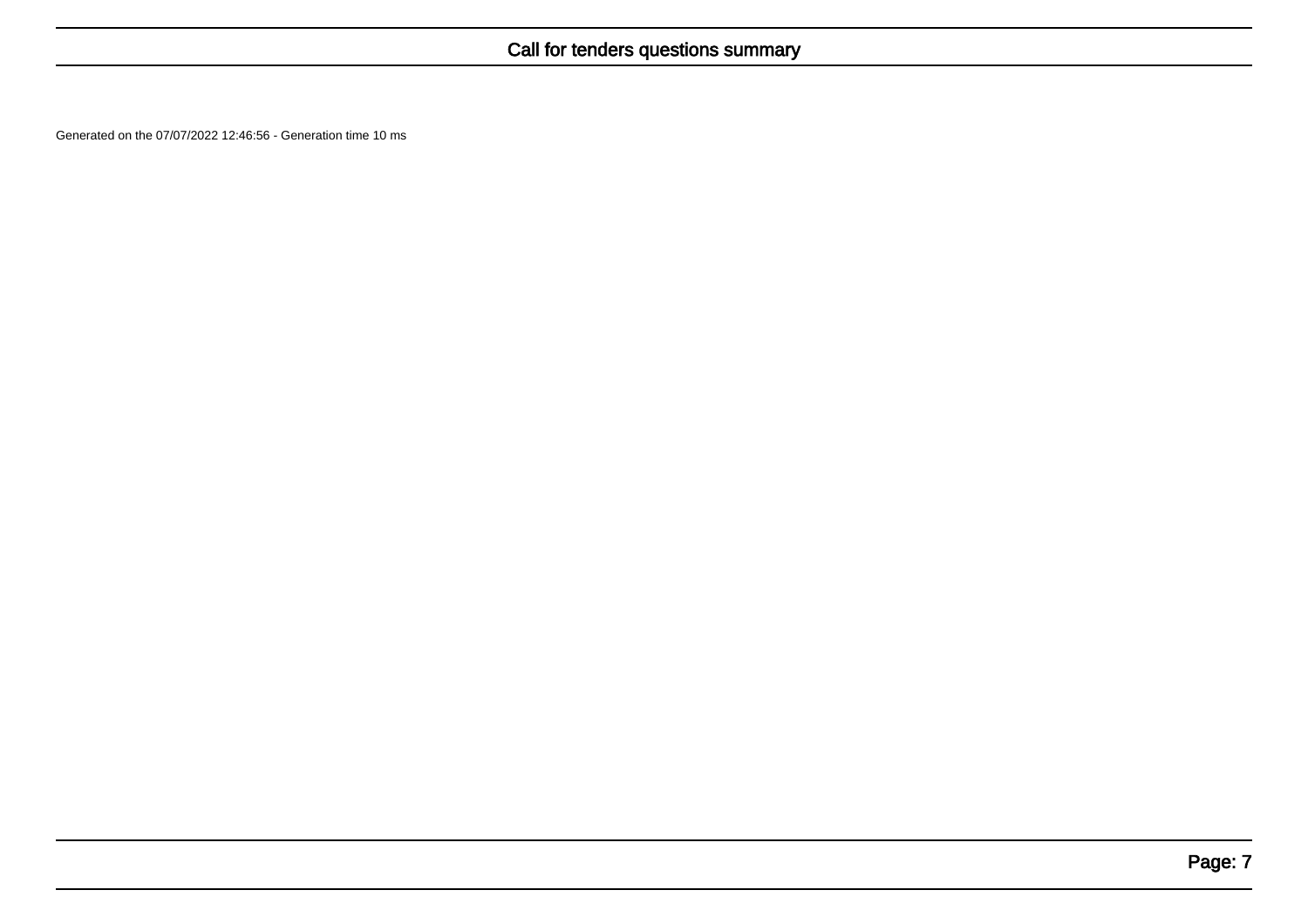Generated on the 07/07/2022 12:46:56 - Generation time 10 ms